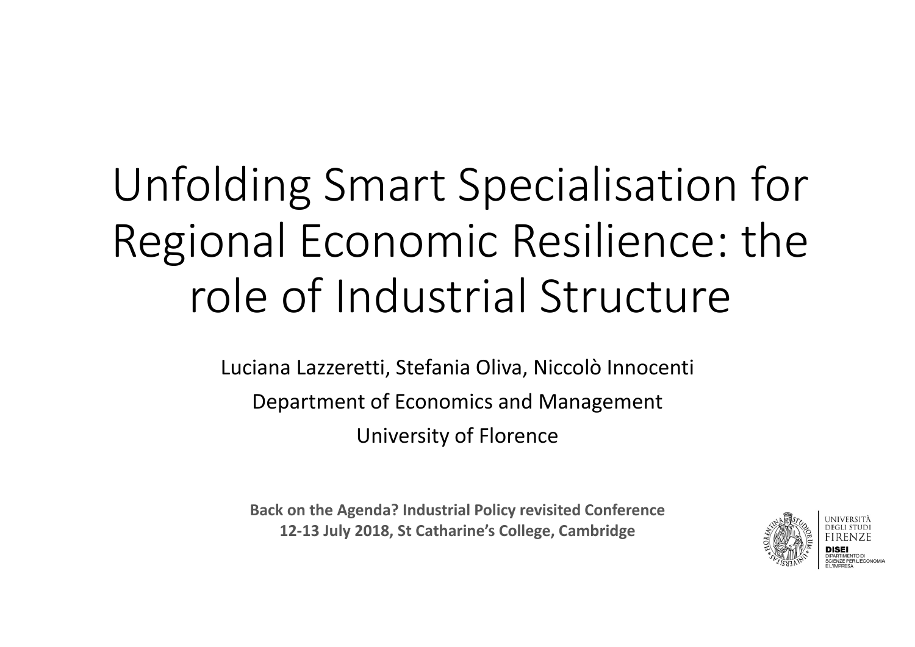# Unfolding Smart Specialisation for Regional Economic Resilience: the role of Industrial Structure

Luciana Lazzeretti, Stefania Oliva, Niccolò Innocenti

Department of Economics and Management

University of Florence

**Back on the Agenda? Industrial Policy revisited Conference**
**12-13 July 2018, St Catharine's College, Cambridge**

UNIVERSITÀ DEGLI STUDI FIRENZE

DISEI DIPARTIMENTO DI SCIENZE PER L'ECONOMIA E L'IMPRESA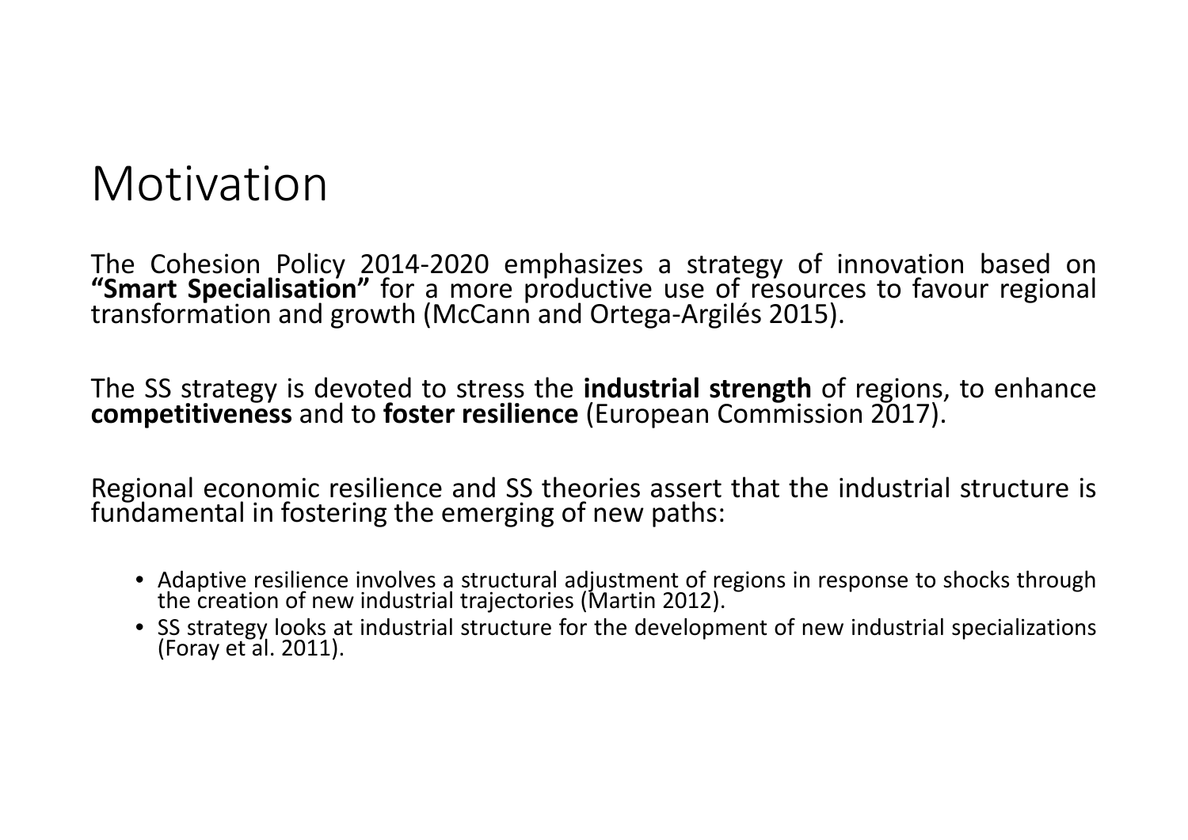# Motivation

The Cohesion Policy 2014-2020 emphasizes a strategy of innovation based on **"Smart Specialisation"** for a more productive use of resources to favour regional transformation and growth (McCann and Ortega-Argilés 2015).

The SS strategy is devoted to stress the **industrial strength** of regions, to enhance **competitiveness** and to **foster resilience** (European Commission 2017).

Regional economic resilience and SS theories assert that the industrial structure is fundamental in fostering the emerging of new paths:

- Adaptive resilience involves a structural adjustment of regions in response to shocks through the creation of new industrial trajectories (Martin 2012).
- SS strategy looks at industrial structure for the development of new industrial specializations (Foray et al. 2011).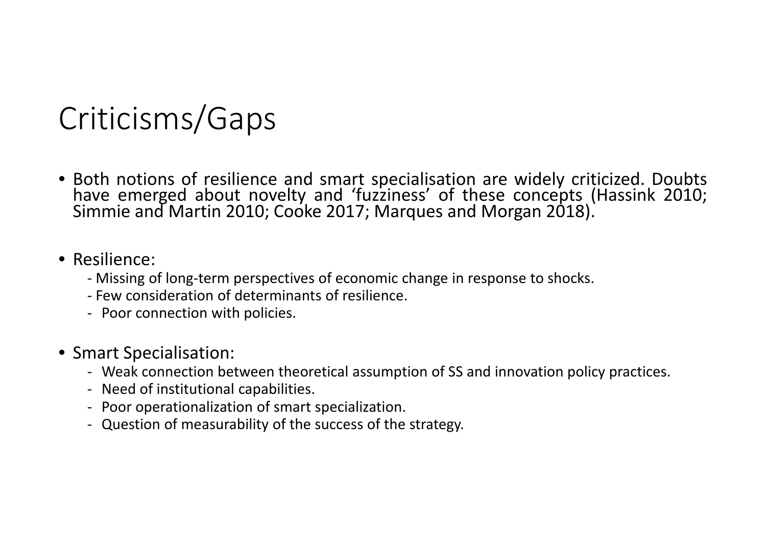# Criticisms/Gaps

- Both notions of resilience and smart specialisation are widely criticized. Doubts have emerged about novelty and 'fuzziness' of these concepts (Hassink 2010; Simmie and Martin 2010; Cooke 2017; Marques and Morgan 2018).

- Resilience:
  - Missing of long-term perspectives of economic change in response to shocks.
  - Few consideration of determinants of resilience.
  - Poor connection with policies.

- Smart Specialisation:
  - Weak connection between theoretical assumption of SS and innovation policy practices.
  - Need of institutional capabilities.
  - Poor operationalization of smart specialization.
  - Question of measurability of the success of the strategy.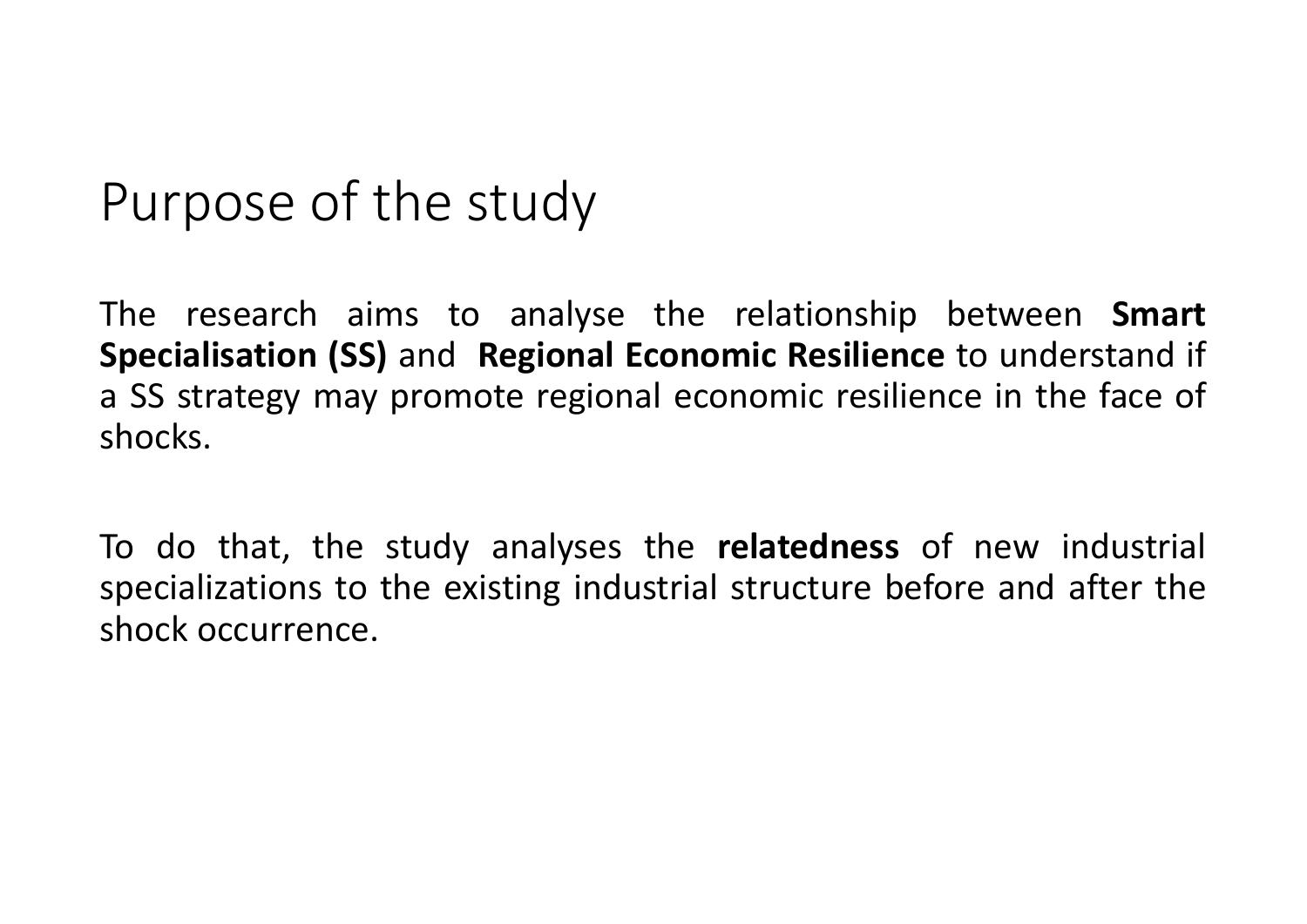# Purpose of the study

The research aims to analyse the relationship between **Smart Specialisation (SS)** and **Regional Economic Resilience** to understand if a SS strategy may promote regional economic resilience in the face of shocks.

To do that, the study analyses the **relatedness** of new industrial specializations to the existing industrial structure before and after the shock occurrence.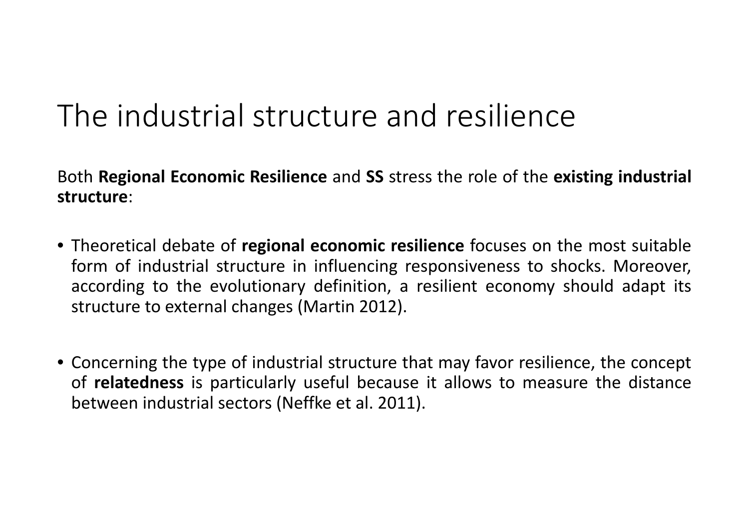# The industrial structure and resilience

Both **Regional Economic Resilience** and **SS** stress the role of the **existing industrial structure**:

- Theoretical debate of **regional economic resilience** focuses on the most suitable form of industrial structure in influencing responsiveness to shocks. Moreover, according to the evolutionary definition, a resilient economy should adapt its structure to external changes (Martin 2012).

- Concerning the type of industrial structure that may favor resilience, the concept of **relatedness** is particularly useful because it allows to measure the distance between industrial sectors (Neffke et al. 2011).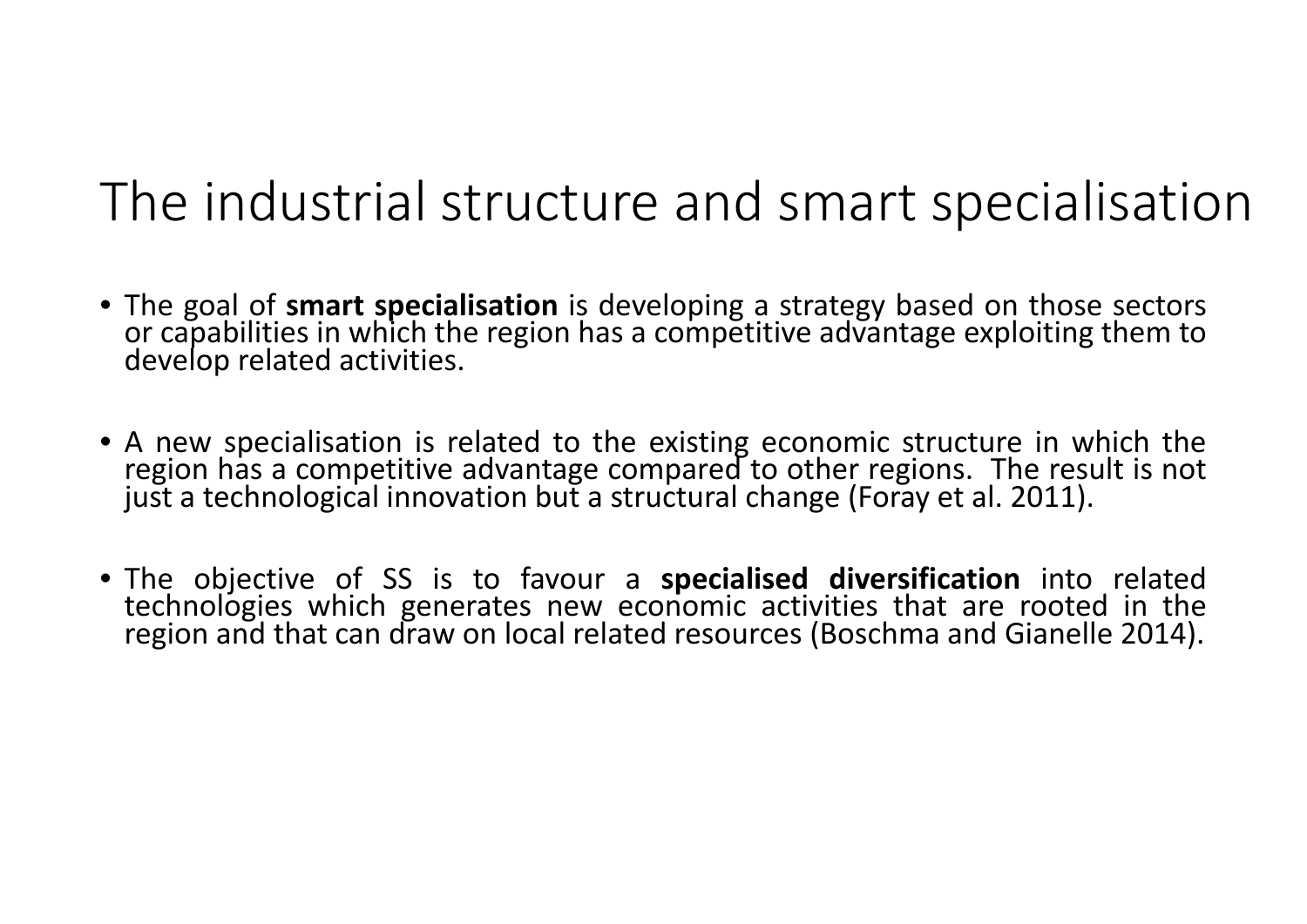# The industrial structure and smart specialisation

- The goal of **smart specialisation** is developing a strategy based on those sectors or capabilities in which the region has a competitive advantage exploiting them to develop related activities.

- A new specialisation is related to the existing economic structure in which the region has a competitive advantage compared to other regions. The result is not just a technological innovation but a structural change (Foray et al. 2011).

- The objective of SS is to favour a **specialised diversification** into related technologies which generates new economic activities that are rooted in the region and that can draw on local related resources (Boschma and Gianelle 2014).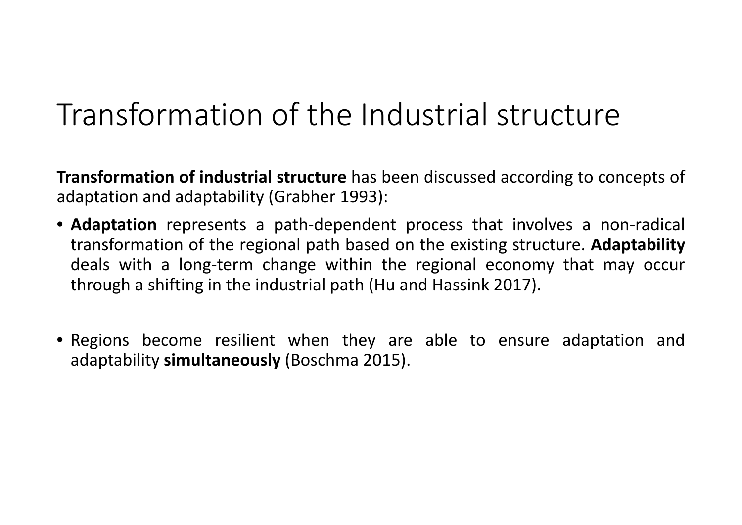# Transformation of the Industrial structure

**Transformation of industrial structure** has been discussed according to concepts of adaptation and adaptability (Grabher 1993):

- **Adaptation** represents a path-dependent process that involves a non-radical transformation of the regional path based on the existing structure. **Adaptability** deals with a long-term change within the regional economy that may occur through a shifting in the industrial path (Hu and Hassink 2017).

- Regions become resilient when they are able to ensure adaptation and adaptability **simultaneously** (Boschma 2015).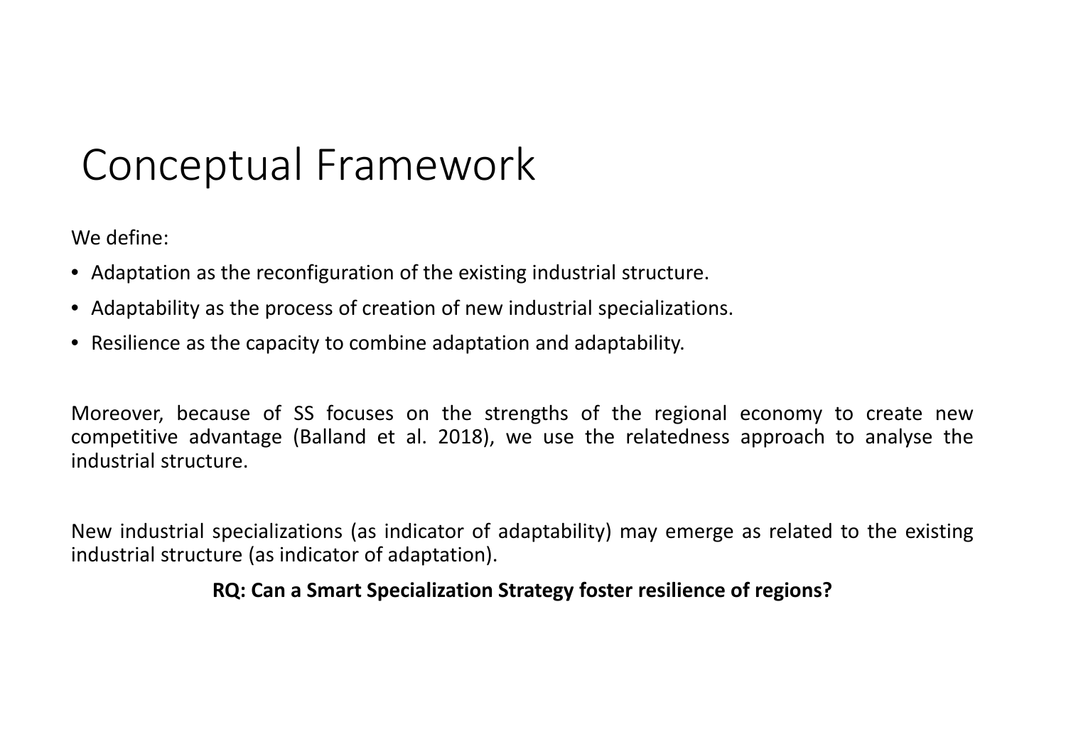# Conceptual Framework

We define:

- Adaptation as the reconfiguration of the existing industrial structure.
- Adaptability as the process of creation of new industrial specializations.
- Resilience as the capacity to combine adaptation and adaptability.

Moreover, because of SS focuses on the strengths of the regional economy to create new competitive advantage (Balland et al. 2018), we use the relatedness approach to analyse the industrial structure.

New industrial specializations (as indicator of adaptability) may emerge as related to the existing industrial structure (as indicator of adaptation).

**RQ: Can a Smart Specialization Strategy foster resilience of regions?**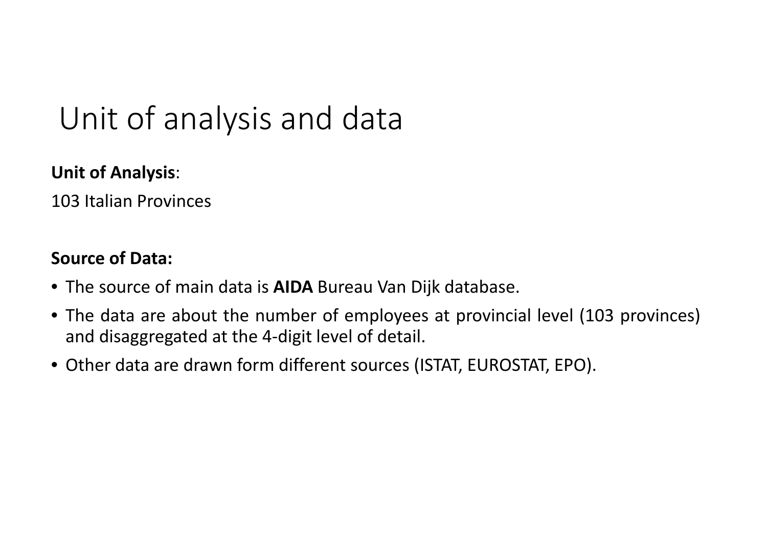# Unit of analysis and data

**Unit of Analysis**:

103 Italian Provinces

**Source of Data:**

- The source of main data is **AIDA** Bureau Van Dijk database.
- The data are about the number of employees at provincial level (103 provinces) and disaggregated at the 4-digit level of detail.
- Other data are drawn form different sources (ISTAT, EUROSTAT, EPO).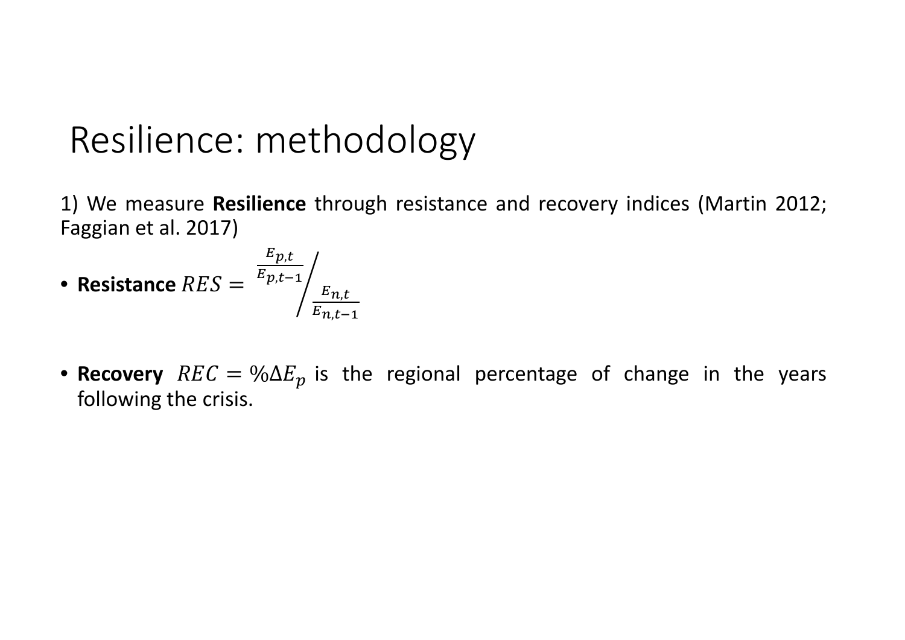# Resilience: methodology

1) We measure **Resilience** through resistance and recovery indices (Martin 2012; Faggian et al. 2017)

- **Resistance** $RES = \dfrac{\frac{E_{p,t}}{E_{p,t-1}}}{\frac{E_{n,t}}{E_{n,t-1}}}$

- **Recovery** $REC = \%\Delta E_p$ is the regional percentage of change in the years following the crisis.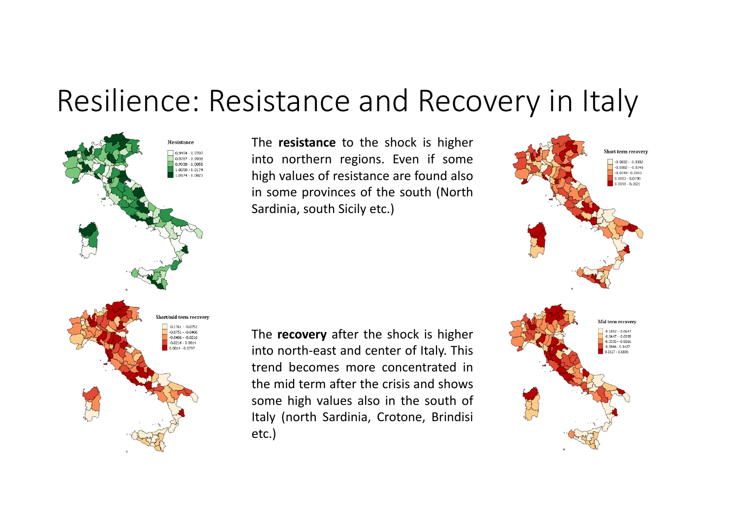# Resilience: Resistance and Recovery in Italy

The **resistance** to the shock is higher into northern regions. Even if some high values of resistance are found also in some provinces of the south (North Sardinia, south Sicily etc.)

The **recovery** after the shock is higher into north-east and center of Italy. This trend becomes more concentrated in the mid term after the crisis and shows some high values also in the south of Italy (north Sardinia, Crotone, Brindisi etc.)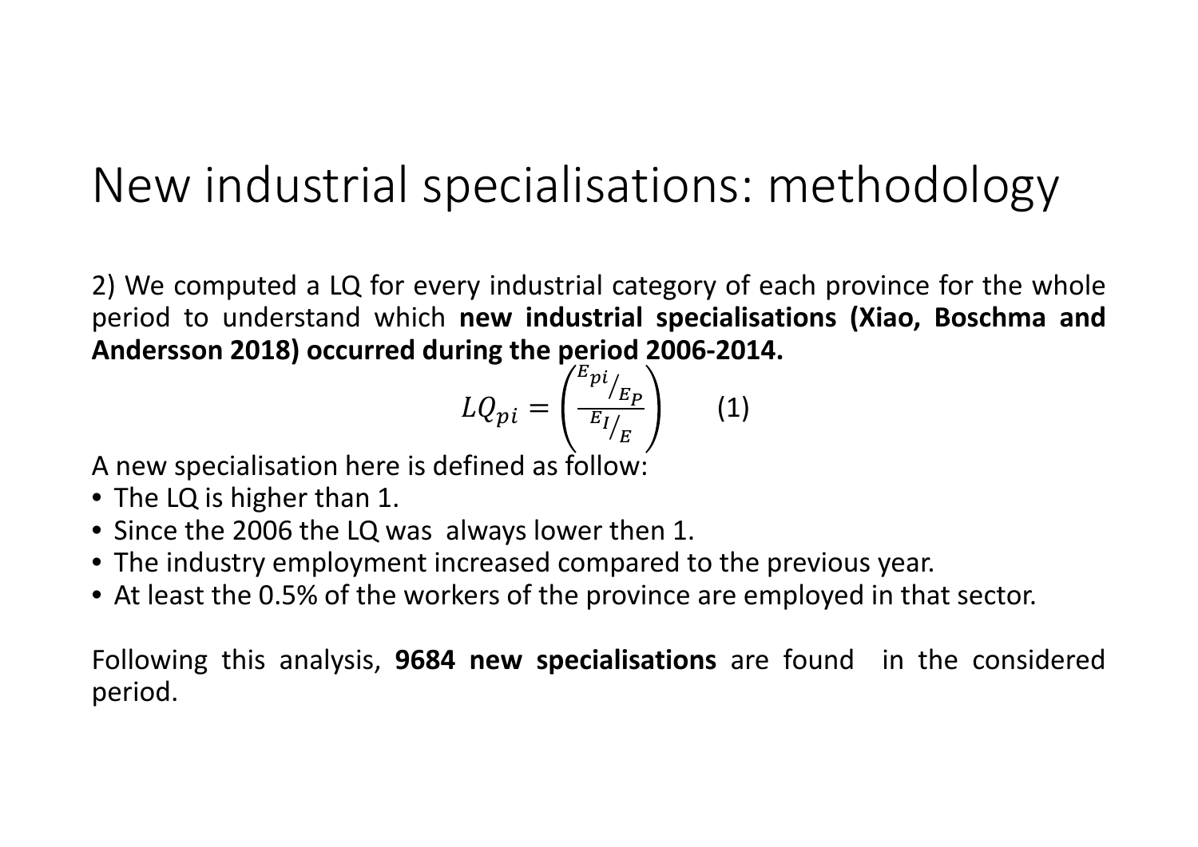# New industrial specialisations: methodology

2) We computed a LQ for every industrial category of each province for the whole period to understand which **new industrial specialisations (Xiao, Boschma and Andersson 2018) occurred during the period 2006-2014.**

$$LQ_{pi} = \left( \frac{E_{pi}/_{E_P}}{E_I/_{E}} \right) \qquad (1)$$

A new specialisation here is defined as follow:

- The LQ is higher than 1.
- Since the 2006 the LQ was always lower then 1.
- The industry employment increased compared to the previous year.
- At least the 0.5% of the workers of the province are employed in that sector.

Following this analysis, **9684 new specialisations** are found in the considered period.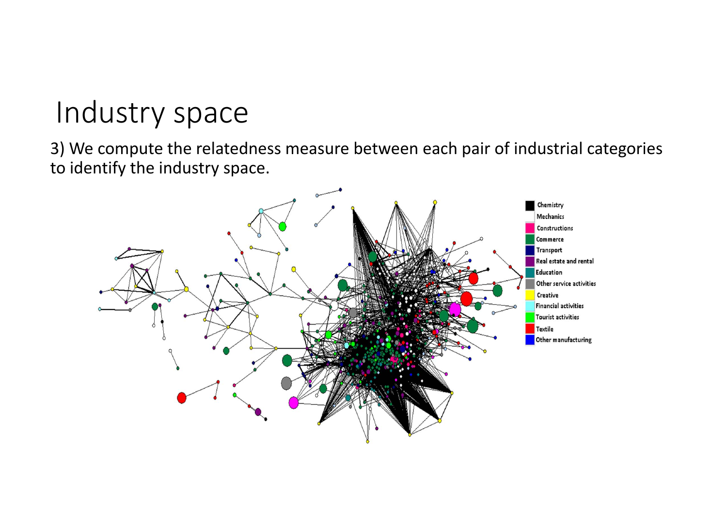# Industry space

3) We compute the relatedness measure between each pair of industrial categories to identify the industry space.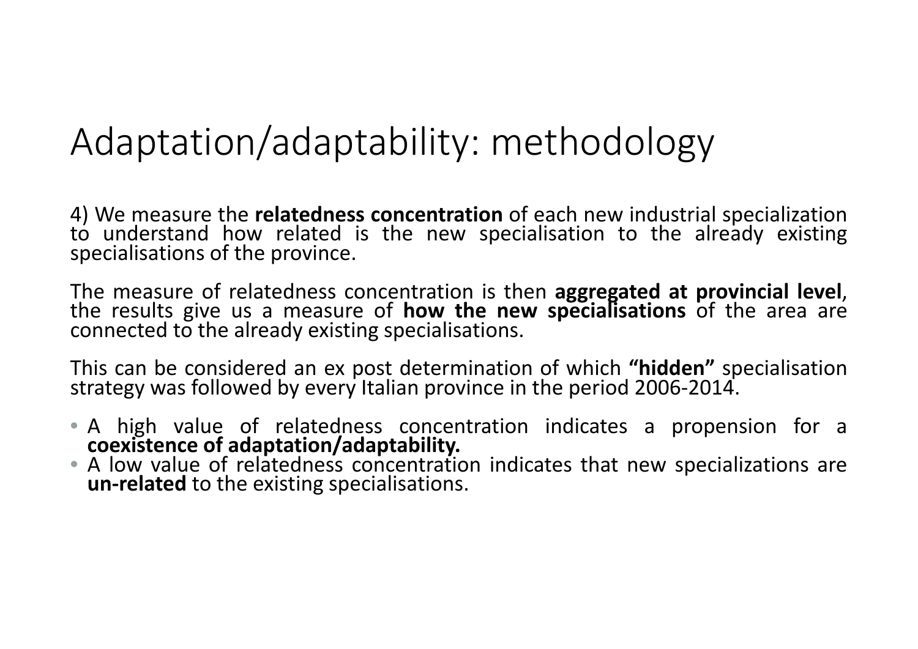# Adaptation/adaptability: methodology

4) We measure the **relatedness concentration** of each new industrial specialization to understand how related is the new specialisation to the already existing specialisations of the province.

The measure of relatedness concentration is then **aggregated at provincial level**, the results give us a measure of **how the new specialisations** of the area are connected to the already existing specialisations.

This can be considered an ex post determination of which **"hidden"** specialisation strategy was followed by every Italian province in the period 2006-2014.

- A high value of relatedness concentration indicates a propension for a **coexistence of adaptation/adaptability.**
- A low value of relatedness concentration indicates that new specializations are **un-related** to the existing specialisations.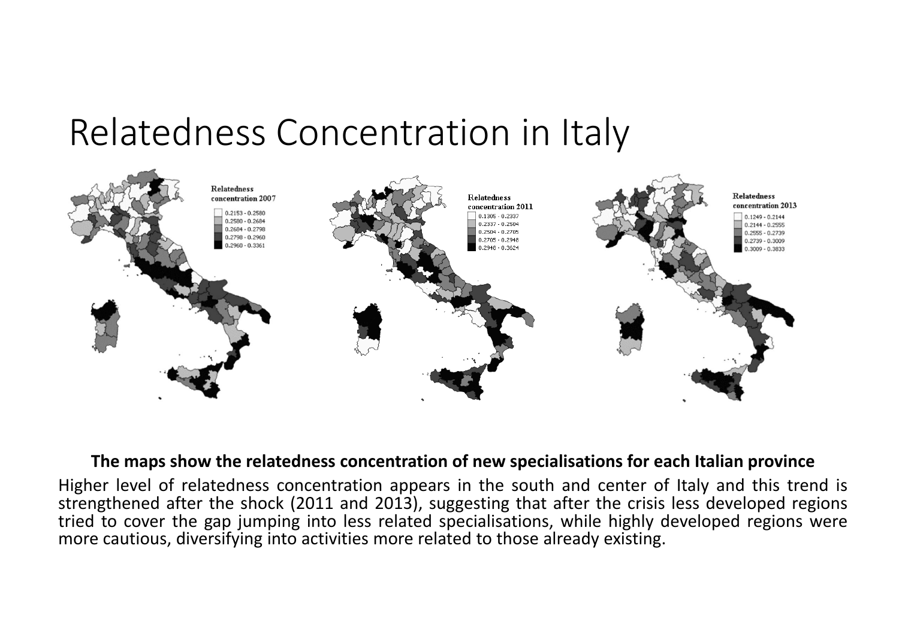# Relatedness Concentration in Italy

**The maps show the relatedness concentration of new specialisations for each Italian province**

Higher level of relatedness concentration appears in the south and center of Italy and this trend is strengthened after the shock (2011 and 2013), suggesting that after the crisis less developed regions tried to cover the gap jumping into less related specialisations, while highly developed regions were more cautious, diversifying into activities more related to those already existing.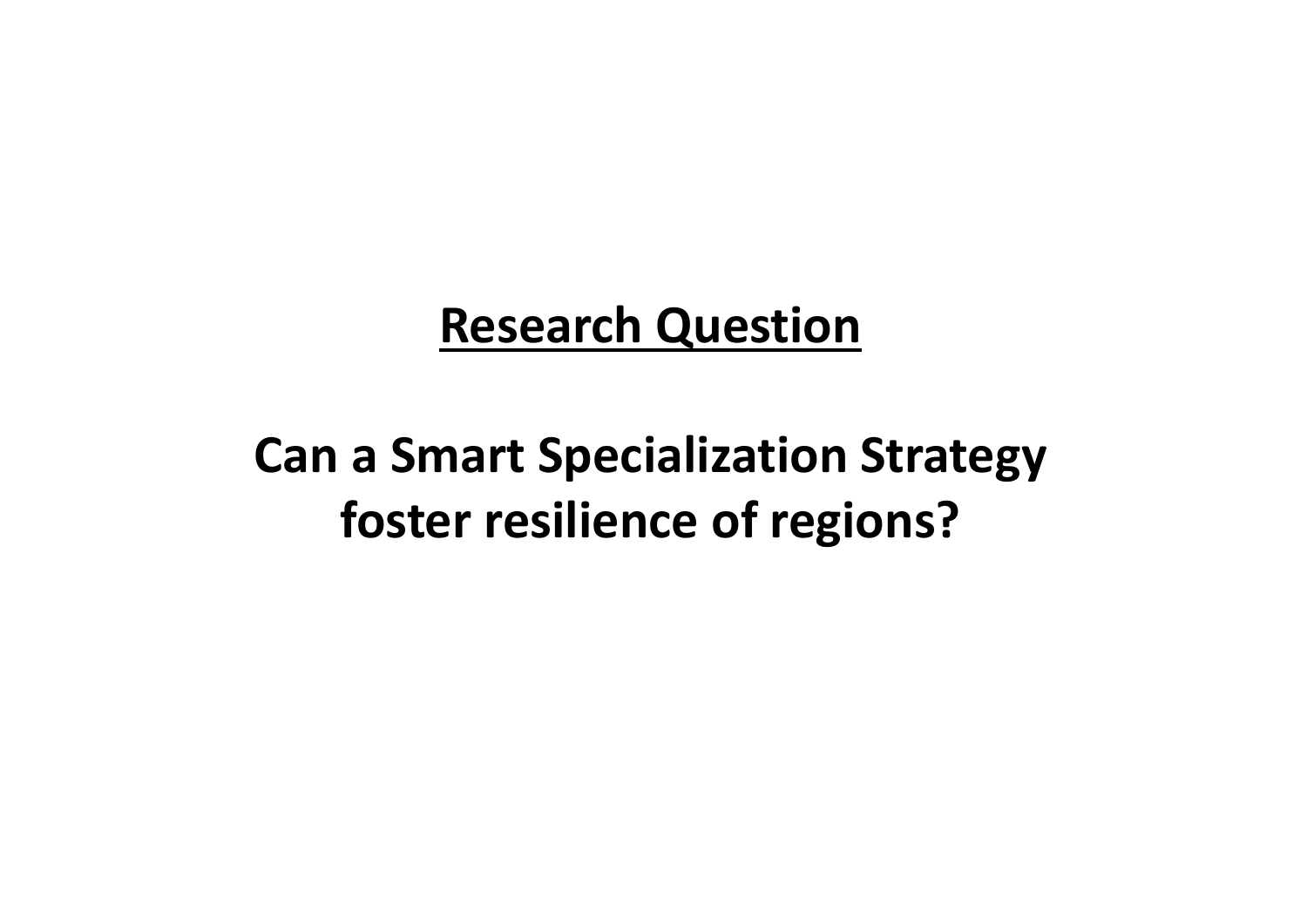## Research Question

**Can a Smart Specialization Strategy foster resilience of regions?**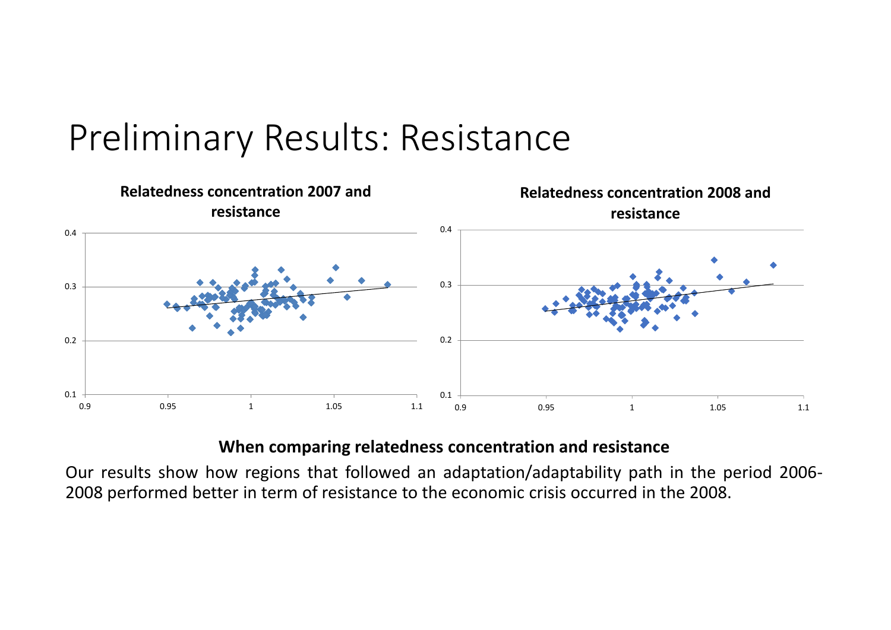# Preliminary Results: Resistance

**Relatedness concentration 2007 and resistance**

**Relatedness concentration 2008 and resistance**

**When comparing relatedness concentration and resistance**

Our results show how regions that followed an adaptation/adaptability path in the period 2006-2008 performed better in term of resistance to the economic crisis occurred in the 2008.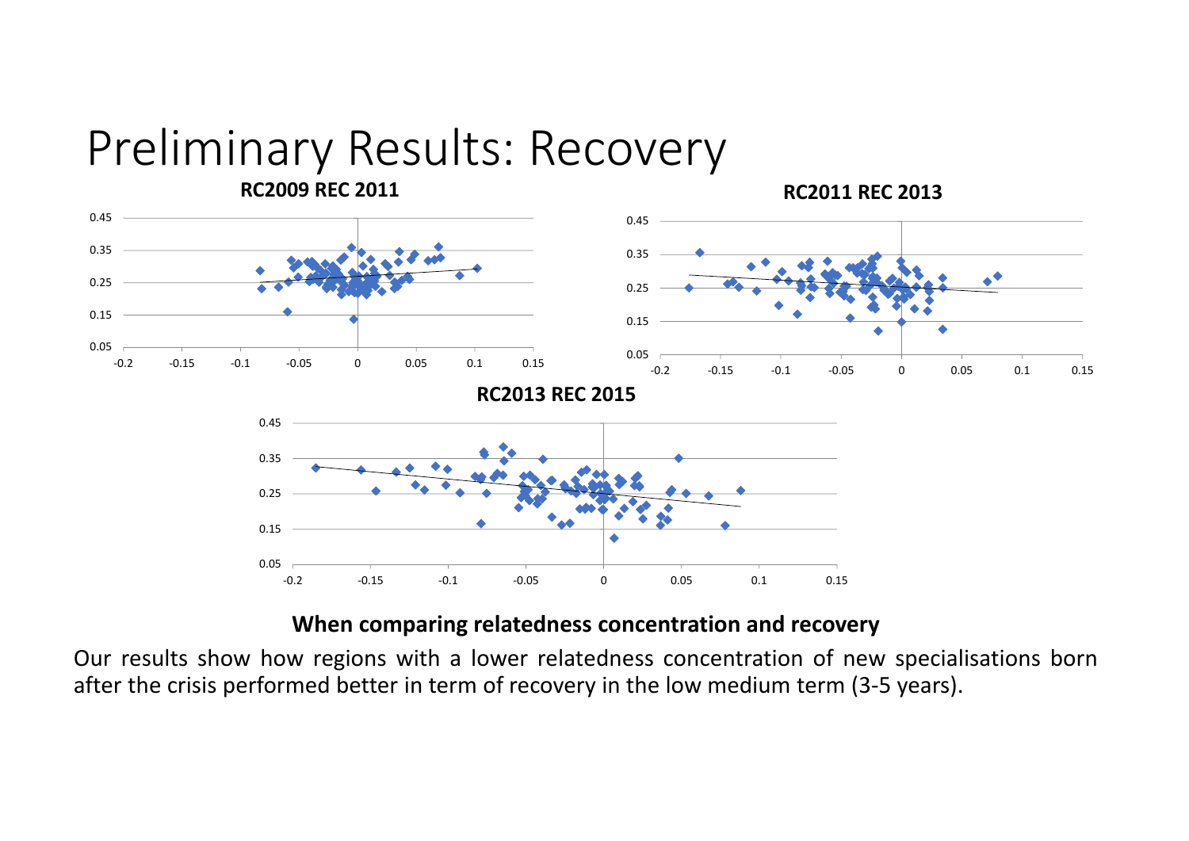# Preliminary Results: Recovery

**RC2009 REC 2011**

**RC2011 REC 2013**

**RC2013 REC 2015**

**When comparing relatedness concentration and recovery**

Our results show how regions with a lower relatedness concentration of new specialisations born after the crisis performed better in term of recovery in the low medium term (3-5 years).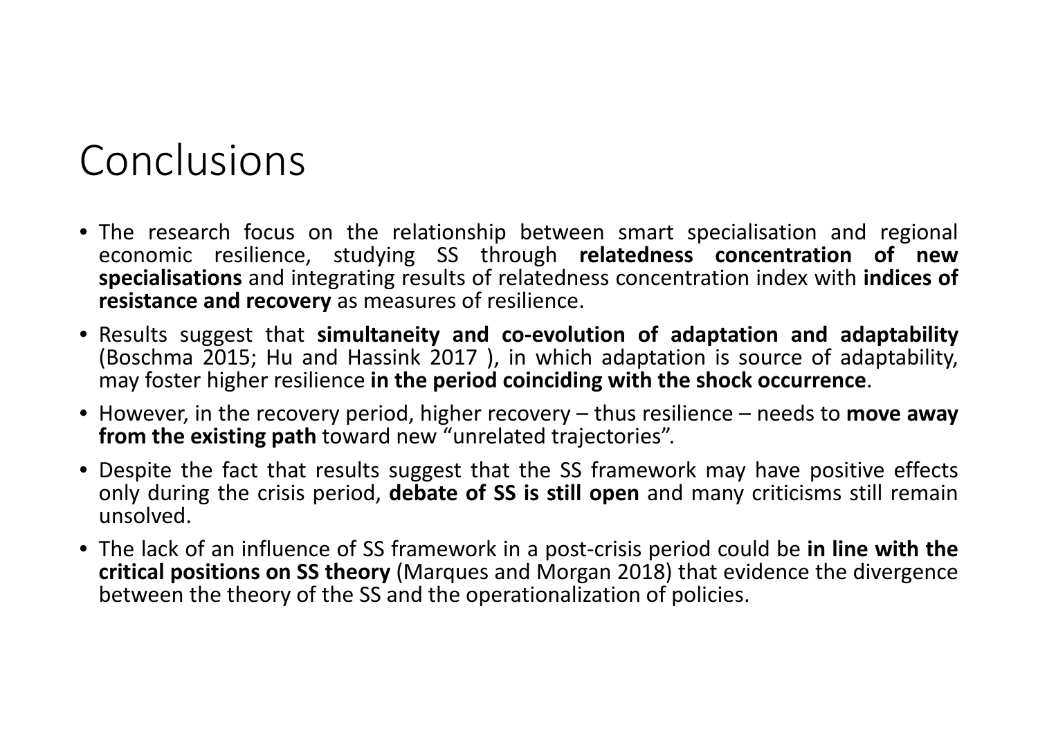# Conclusions

- The research focus on the relationship between smart specialisation and regional economic resilience, studying SS through **relatedness concentration of new specialisations** and integrating results of relatedness concentration index with **indices of resistance and recovery** as measures of resilience.
- Results suggest that **simultaneity and co-evolution of adaptation and adaptability** (Boschma 2015; Hu and Hassink 2017 ), in which adaptation is source of adaptability, may foster higher resilience **in the period coinciding with the shock occurrence**.
- However, in the recovery period, higher recovery – thus resilience – needs to **move away from the existing path** toward new "unrelated trajectories".
- Despite the fact that results suggest that the SS framework may have positive effects only during the crisis period, **debate of SS is still open** and many criticisms still remain unsolved.
- The lack of an influence of SS framework in a post-crisis period could be **in line with the critical positions on SS theory** (Marques and Morgan 2018) that evidence the divergence between the theory of the SS and the operationalization of policies.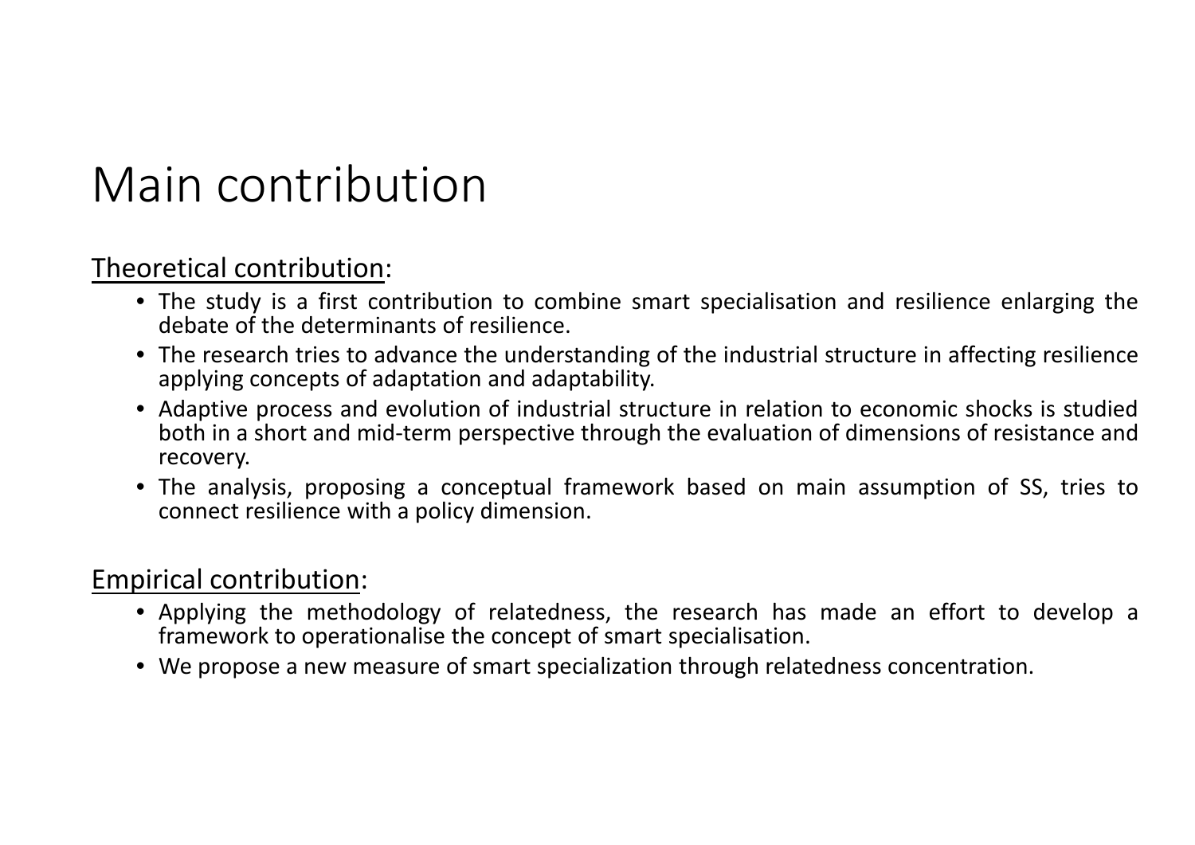# Main contribution

Theoretical contribution:

- The study is a first contribution to combine smart specialisation and resilience enlarging the debate of the determinants of resilience.
- The research tries to advance the understanding of the industrial structure in affecting resilience applying concepts of adaptation and adaptability.
- Adaptive process and evolution of industrial structure in relation to economic shocks is studied both in a short and mid-term perspective through the evaluation of dimensions of resistance and recovery.
- The analysis, proposing a conceptual framework based on main assumption of SS, tries to connect resilience with a policy dimension.

Empirical contribution:

- Applying the methodology of relatedness, the research has made an effort to develop a framework to operationalise the concept of smart specialisation.
- We propose a new measure of smart specialization through relatedness concentration.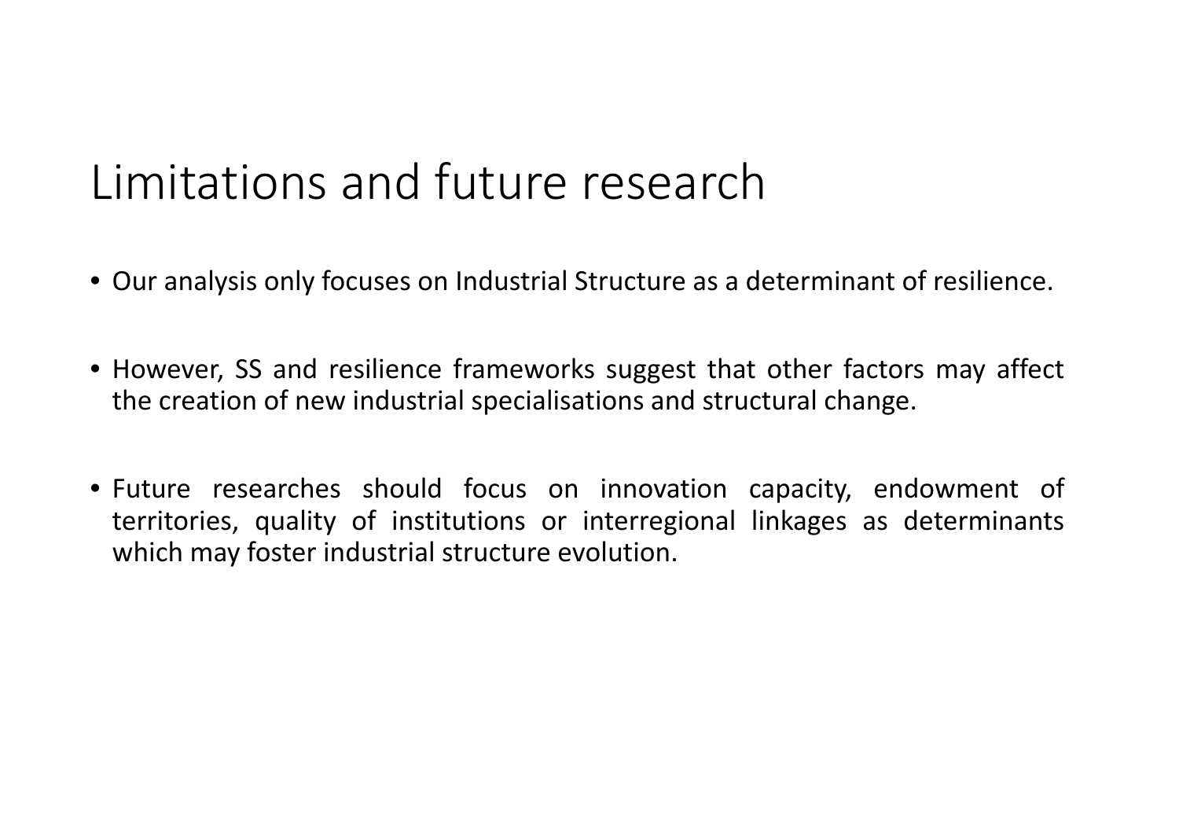# Limitations and future research

- Our analysis only focuses on Industrial Structure as a determinant of resilience.
- However, SS and resilience frameworks suggest that other factors may affect the creation of new industrial specialisations and structural change.
- Future researches should focus on innovation capacity, endowment of territories, quality of institutions or interregional linkages as determinants which may foster industrial structure evolution.